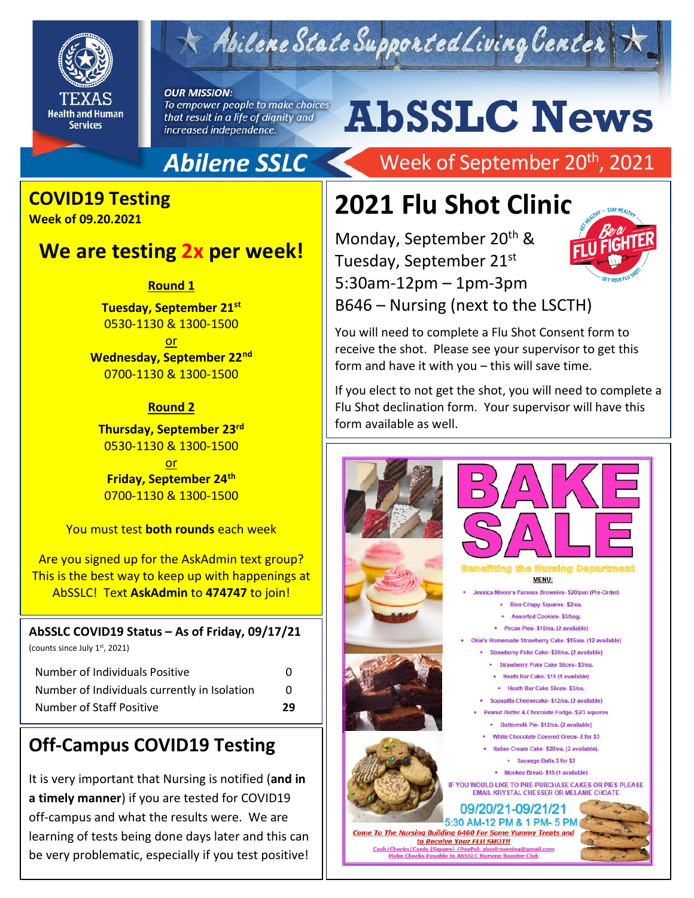# Abilene State Supported Living Center

TEXAS Health and Human Services

*OUR MISSION:*
*To empower people to make choices that result in a life of dignity and increased independence.*

# AbSSLC News

**Abilene SSLC** — Week of September 20th, 2021

## COVID19 Testing

**Week of 09.20.2021**

### We are testing 2x per week!

**Round 1**

**Tuesday, September 21st**
0530-1130 & 1300-1500
or
**Wednesday, September 22nd**
0700-1130 & 1300-1500

**Round 2**

**Thursday, September 23rd**
0530-1130 & 1300-1500
or
**Friday, September 24th**
0700-1130 & 1300-1500

You must test **both rounds** each week

Are you signed up for the AskAdmin text group? This is the best way to keep up with happenings at AbSSLC! Text **AskAdmin** to **474747** to join!

### AbSSLC COVID19 Status – As of Friday, 09/17/21

(counts since July 1st, 2021)

| | |
|---|---|
| Number of Individuals Positive | 0 |
| Number of Individuals currently in Isolation | 0 |
| Number of Staff Positive | **29** |

## Off-Campus COVID19 Testing

It is very important that Nursing is notified (**and in a timely manner**) if you are tested for COVID19 off-campus and what the results were. We are learning of tests being done days later and this can be very problematic, especially if you test positive!

## 2021 Flu Shot Clinic

Monday, September 20th &
Tuesday, September 21st
5:30am-12pm – 1pm-3pm
B646 – Nursing (next to the LSCTH)

You will need to complete a Flu Shot Consent form to receive the shot. Please see your supervisor to get this form and have it with you – this will save time.

If you elect to not get the shot, you will need to complete a Flu Shot declination form. Your supervisor will have this form available as well.

## BAKE SALE

Benefiting the Nursing Department

**MENU:**

- Jessica Moore's Famous Brownies- $20/pan (Pre-Order)
- Rice Crispy Squares- $2/ea.
- Assorted Cookies- $3/bag.
- Pecan Pies- $15/ea. (2 available)
- Okie's Homemade Strawberry Cake- $15/ea. (12 available)
- Strawberry Poke Cake- $20/ea. (2 available)
- Strawberry Poke Cake Slices- $3/ea.
- Heath Bar Cake- $15 (1 available)
- Heath Bar Cake Slices- $3/ea.
- Sopapilla Cheesecake- $12/ea. (2 available)
- Peanut Butter & Chocolate Fudge- $2/3 squares
- Buttermilk Pie- $12/ea. (2 available)
- White Chocolate Covered Oreos- 2 for $3
- Italian Cream Cake- $20/ea. (2 available).
- Sausage Balls 3 for $2
- Monkey Bread- $15 (1 available)

IF YOU WOULD LIKE TO PRE-PURCHASE CAKES OR PIES PLEASE EMAIL KRYSTAL CHESSER OR MELANIE CHOATE

09/20/21-09/21/21
5:30 AM-12 PM & 1 PM- 5 PM

*Come To The Nursing Building 6460 For Some Yummy Treats and to Receive Your FLU SHOT!!*

Cash/Checks/Cards (Square) /PayPal: absslcnursing@gmail.com
Make Checks Payable to AbSSLC Nursing Booster Club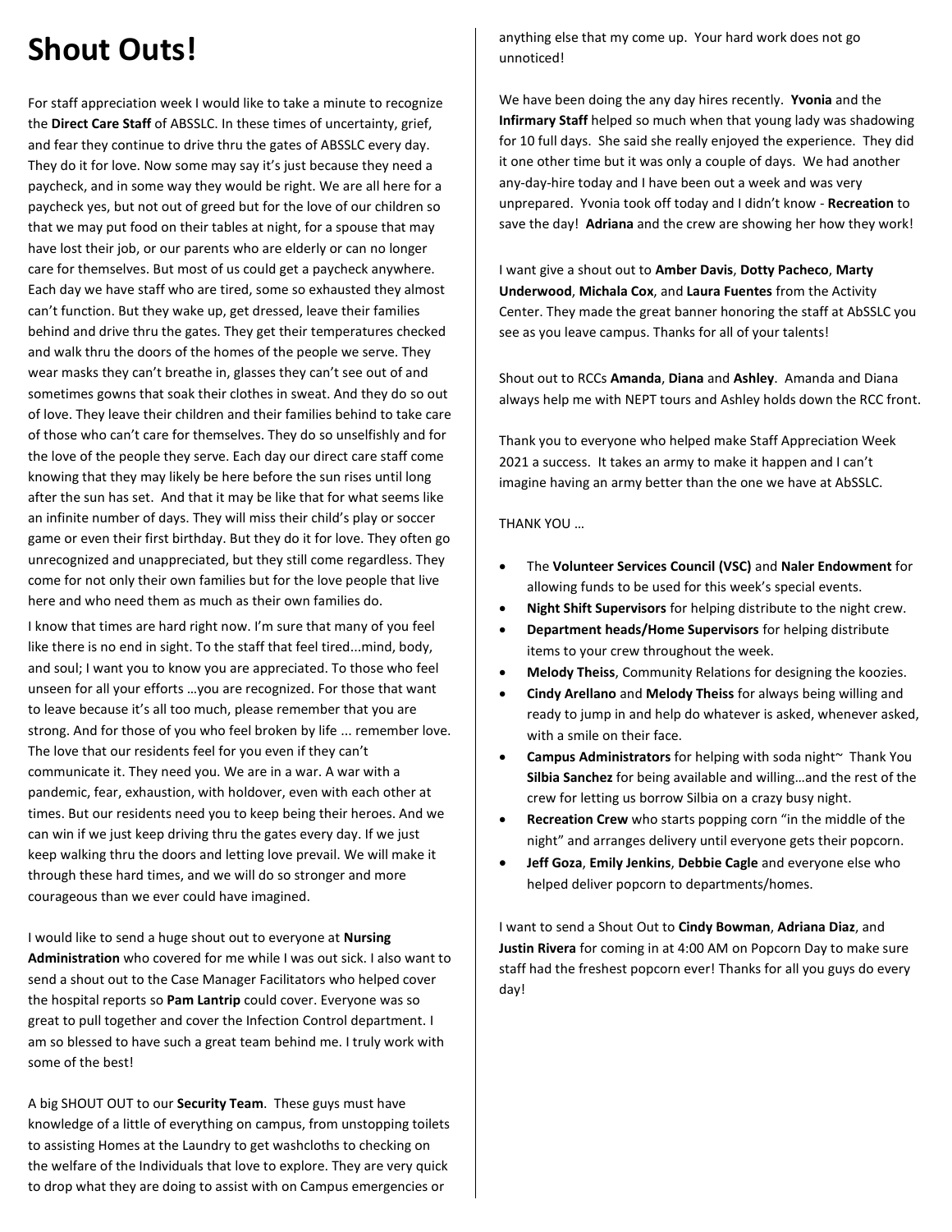# Shout Outs!

For staff appreciation week I would like to take a minute to recognize the **Direct Care Staff** of ABSSLC. In these times of uncertainty, grief, and fear they continue to drive thru the gates of ABSSLC every day. They do it for love. Now some may say it's just because they need a paycheck, and in some way they would be right. We are all here for a paycheck yes, but not out of greed but for the love of our children so that we may put food on their tables at night, for a spouse that may have lost their job, or our parents who are elderly or can no longer care for themselves. But most of us could get a paycheck anywhere. Each day we have staff who are tired, some so exhausted they almost can't function. But they wake up, get dressed, leave their families behind and drive thru the gates. They get their temperatures checked and walk thru the doors of the homes of the people we serve. They wear masks they can't breathe in, glasses they can't see out of and sometimes gowns that soak their clothes in sweat. And they do so out of love. They leave their children and their families behind to take care of those who can't care for themselves. They do so unselfishly and for the love of the people they serve. Each day our direct care staff come knowing that they may likely be here before the sun rises until long after the sun has set. And that it may be like that for what seems like an infinite number of days. They will miss their child's play or soccer game or even their first birthday. But they do it for love. They often go unrecognized and unappreciated, but they still come regardless. They come for not only their own families but for the love people that live here and who need them as much as their own families do.

I know that times are hard right now. I'm sure that many of you feel like there is no end in sight. To the staff that feel tired...mind, body, and soul; I want you to know you are appreciated. To those who feel unseen for all your efforts …you are recognized. For those that want to leave because it's all too much, please remember that you are strong. And for those of you who feel broken by life ... remember love. The love that our residents feel for you even if they can't communicate it. They need you. We are in a war. A war with a pandemic, fear, exhaustion, with holdover, even with each other at times. But our residents need you to keep being their heroes. And we can win if we just keep driving thru the gates every day. If we just keep walking thru the doors and letting love prevail. We will make it through these hard times, and we will do so stronger and more courageous than we ever could have imagined.

I would like to send a huge shout out to everyone at **Nursing Administration** who covered for me while I was out sick. I also want to send a shout out to the Case Manager Facilitators who helped cover the hospital reports so **Pam Lantrip** could cover. Everyone was so great to pull together and cover the Infection Control department. I am so blessed to have such a great team behind me. I truly work with some of the best!

A big SHOUT OUT to our **Security Team**. These guys must have knowledge of a little of everything on campus, from unstopping toilets to assisting Homes at the Laundry to get washcloths to checking on the welfare of the Individuals that love to explore. They are very quick to drop what they are doing to assist with on Campus emergencies or anything else that my come up. Your hard work does not go unnoticed!

We have been doing the any day hires recently. **Yvonia** and the **Infirmary Staff** helped so much when that young lady was shadowing for 10 full days. She said she really enjoyed the experience. They did it one other time but it was only a couple of days. We had another any-day-hire today and I have been out a week and was very unprepared. Yvonia took off today and I didn't know - **Recreation** to save the day! **Adriana** and the crew are showing her how they work!

I want give a shout out to **Amber Davis**, **Dotty Pacheco**, **Marty Underwood**, **Michala Cox**, and **Laura Fuentes** from the Activity Center. They made the great banner honoring the staff at AbSSLC you see as you leave campus. Thanks for all of your talents!

Shout out to RCCs **Amanda**, **Diana** and **Ashley**. Amanda and Diana always help me with NEPT tours and Ashley holds down the RCC front.

Thank you to everyone who helped make Staff Appreciation Week 2021 a success. It takes an army to make it happen and I can't imagine having an army better than the one we have at AbSSLC.

THANK YOU …

- The **Volunteer Services Council (VSC)** and **Naler Endowment** for allowing funds to be used for this week's special events.
- **Night Shift Supervisors** for helping distribute to the night crew.
- **Department heads/Home Supervisors** for helping distribute items to your crew throughout the week.
- **Melody Theiss**, Community Relations for designing the koozies.
- **Cindy Arellano** and **Melody Theiss** for always being willing and ready to jump in and help do whatever is asked, whenever asked, with a smile on their face.
- **Campus Administrators** for helping with soda night~ Thank You **Silbia Sanchez** for being available and willing…and the rest of the crew for letting us borrow Silbia on a crazy busy night.
- **Recreation Crew** who starts popping corn "in the middle of the night" and arranges delivery until everyone gets their popcorn.
- **Jeff Goza**, **Emily Jenkins**, **Debbie Cagle** and everyone else who helped deliver popcorn to departments/homes.

I want to send a Shout Out to **Cindy Bowman**, **Adriana Diaz**, and **Justin Rivera** for coming in at 4:00 AM on Popcorn Day to make sure staff had the freshest popcorn ever! Thanks for all you guys do every day!